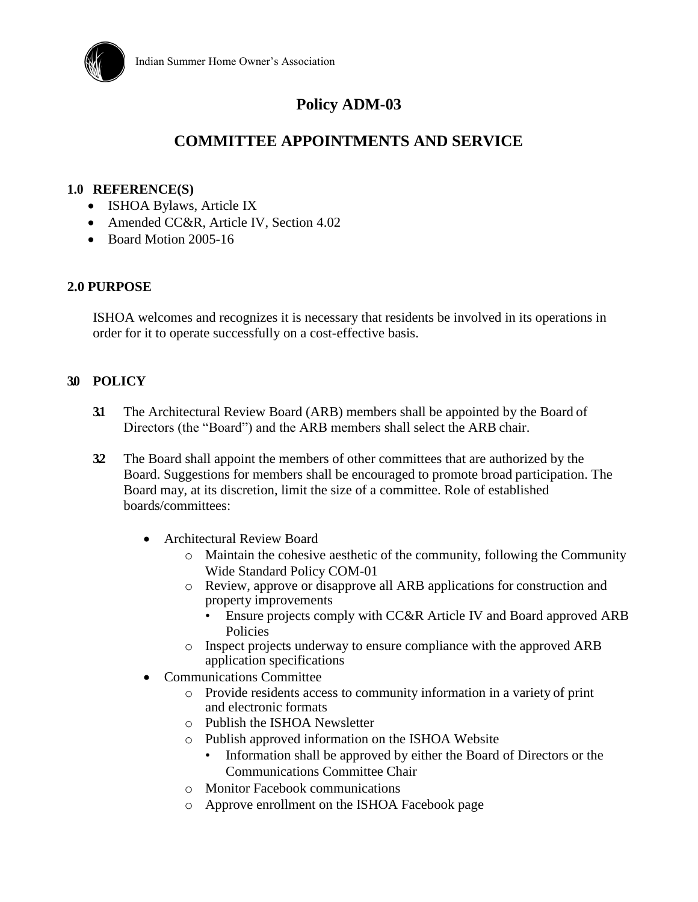# Policy ADM-03

## COMMITTEE APPOINTMENTS AND SERVICE

### 1.0 REFERENCE(S)

- ISHOA Bylaws, Article IX
- Amended CC&R, Article IV, Section 4.02
- Board Motion 2005-16

### 2.0 PURPOSE

ISHOA welcomes and recognizes it is necessary that residents be involved in its operations in order for it to operate successfully on a cost-effective basis.

### 3.0 POLICY

**3.1** The Architectural Review Board (ARB) members shall be appointed by the Board of Directors (the "Board") and the ARB members shall select the ARB chair.

**3.2** The Board shall appoint the members of other committees that are authorized by the Board. Suggestions for members shall be encouraged to promote broad participation. The Board may, at its discretion, limit the size of a committee. Role of established boards/committees:

- Architectural Review Board
  - Maintain the cohesive aesthetic of the community, following the Community Wide Standard Policy COM-01
  - Review, approve or disapprove all ARB applications for construction and property improvements
    - Ensure projects comply with CC&R Article IV and Board approved ARB Policies
  - Inspect projects underway to ensure compliance with the approved ARB application specifications
- Communications Committee
  - Provide residents access to community information in a variety of print and electronic formats
  - Publish the ISHOA Newsletter
  - Publish approved information on the ISHOA Website
    - Information shall be approved by either the Board of Directors or the Communications Committee Chair
  - Monitor Facebook communications
  - Approve enrollment on the ISHOA Facebook page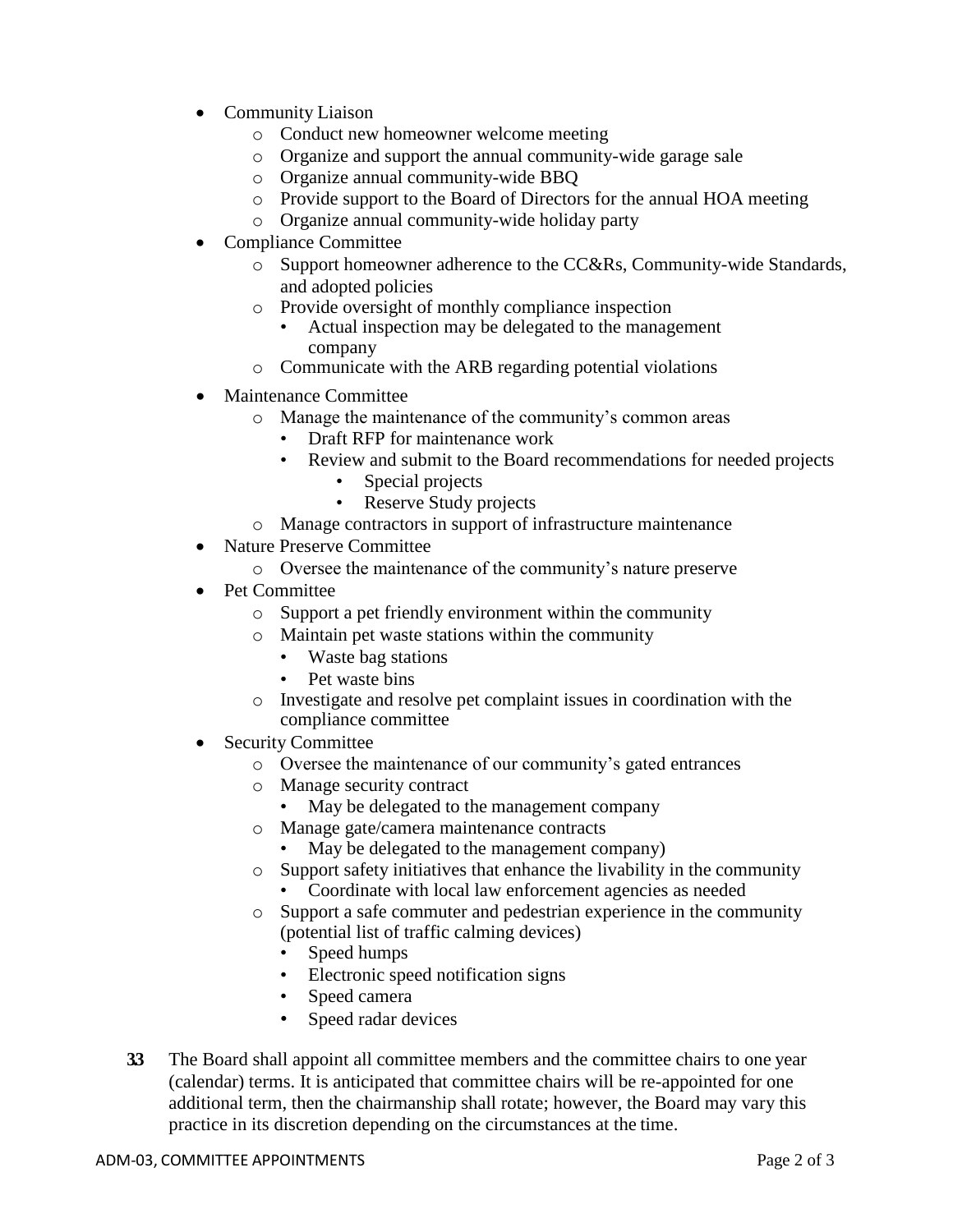- Community Liaison
  - Conduct new homeowner welcome meeting
  - Organize and support the annual community-wide garage sale
  - Organize annual community-wide BBQ
  - Provide support to the Board of Directors for the annual HOA meeting
  - Organize annual community-wide holiday party
- Compliance Committee
  - Support homeowner adherence to the CC&Rs, Community-wide Standards, and adopted policies
  - Provide oversight of monthly compliance inspection
    - Actual inspection may be delegated to the management company
  - Communicate with the ARB regarding potential violations
- Maintenance Committee
  - Manage the maintenance of the community's common areas
    - Draft RFP for maintenance work
    - Review and submit to the Board recommendations for needed projects
      - Special projects
      - Reserve Study projects
  - Manage contractors in support of infrastructure maintenance
- Nature Preserve Committee
  - Oversee the maintenance of the community's nature preserve
- Pet Committee
  - Support a pet friendly environment within the community
  - Maintain pet waste stations within the community
    - Waste bag stations
    - Pet waste bins
  - Investigate and resolve pet complaint issues in coordination with the compliance committee
- Security Committee
  - Oversee the maintenance of our community's gated entrances
  - Manage security contract
    - May be delegated to the management company
  - Manage gate/camera maintenance contracts
    - May be delegated to the management company)
  - Support safety initiatives that enhance the livability in the community
    - Coordinate with local law enforcement agencies as needed
  - Support a safe commuter and pedestrian experience in the community (potential list of traffic calming devices)
    - Speed humps
    - Electronic speed notification signs
    - Speed camera
    - Speed radar devices

**3.3** The Board shall appoint all committee members and the committee chairs to one year (calendar) terms. It is anticipated that committee chairs will be re-appointed for one additional term, then the chairmanship shall rotate; however, the Board may vary this practice in its discretion depending on the circumstances at the time.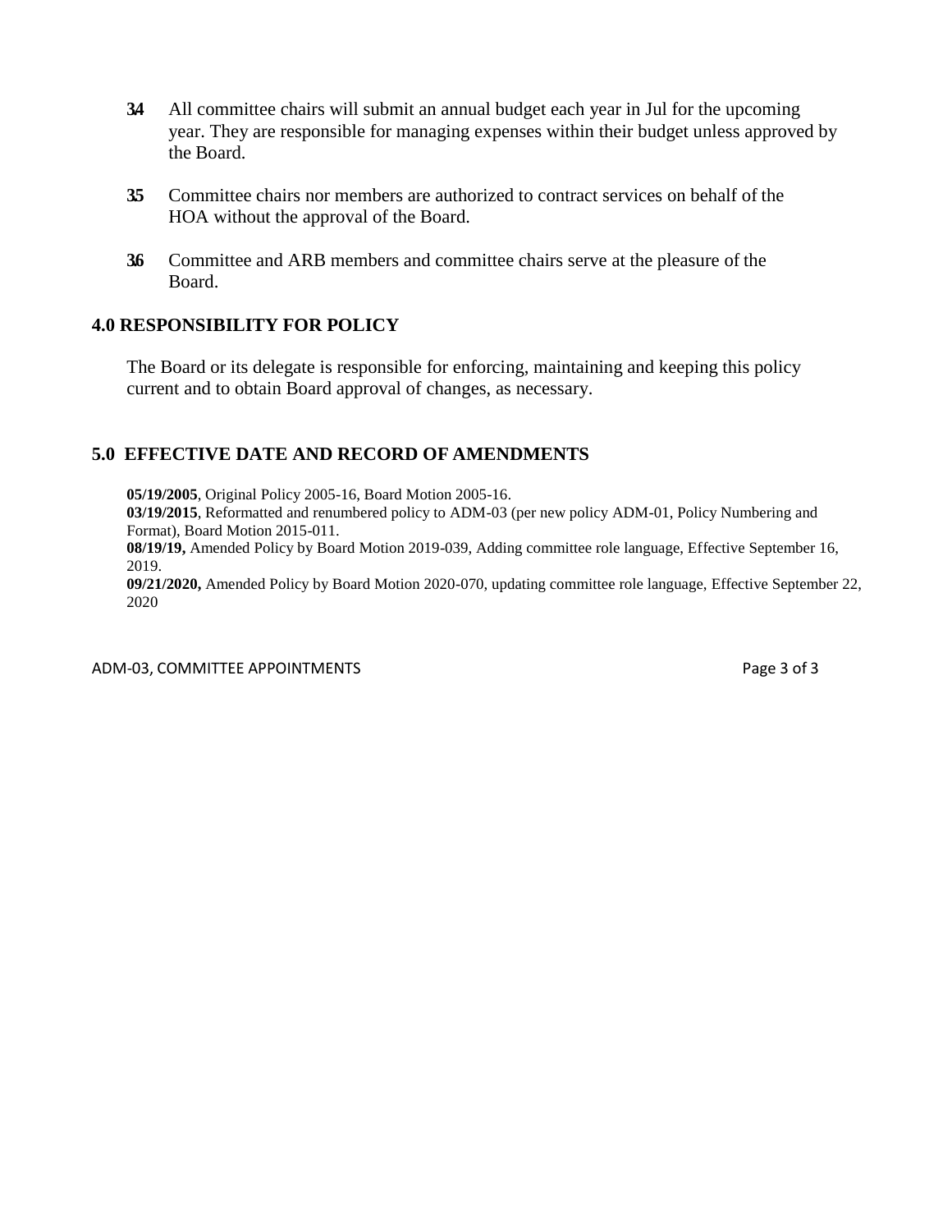**3.4** All committee chairs will submit an annual budget each year in Jul for the upcoming year. They are responsible for managing expenses within their budget unless approved by the Board.

**3.5** Committee chairs nor members are authorized to contract services on behalf of the HOA without the approval of the Board.

**3.6** Committee and ARB members and committee chairs serve at the pleasure of the Board.

## 4.0 RESPONSIBILITY FOR POLICY

The Board or its delegate is responsible for enforcing, maintaining and keeping this policy current and to obtain Board approval of changes, as necessary.

## 5.0 EFFECTIVE DATE AND RECORD OF AMENDMENTS

**05/19/2005**, Original Policy 2005-16, Board Motion 2005-16.
**03/19/2015**, Reformatted and renumbered policy to ADM-03 (per new policy ADM-01, Policy Numbering and Format), Board Motion 2015-011.
**08/19/19,** Amended Policy by Board Motion 2019-039, Adding committee role language, Effective September 16, 2019.
**09/21/2020,** Amended Policy by Board Motion 2020-070, updating committee role language, Effective September 22, 2020